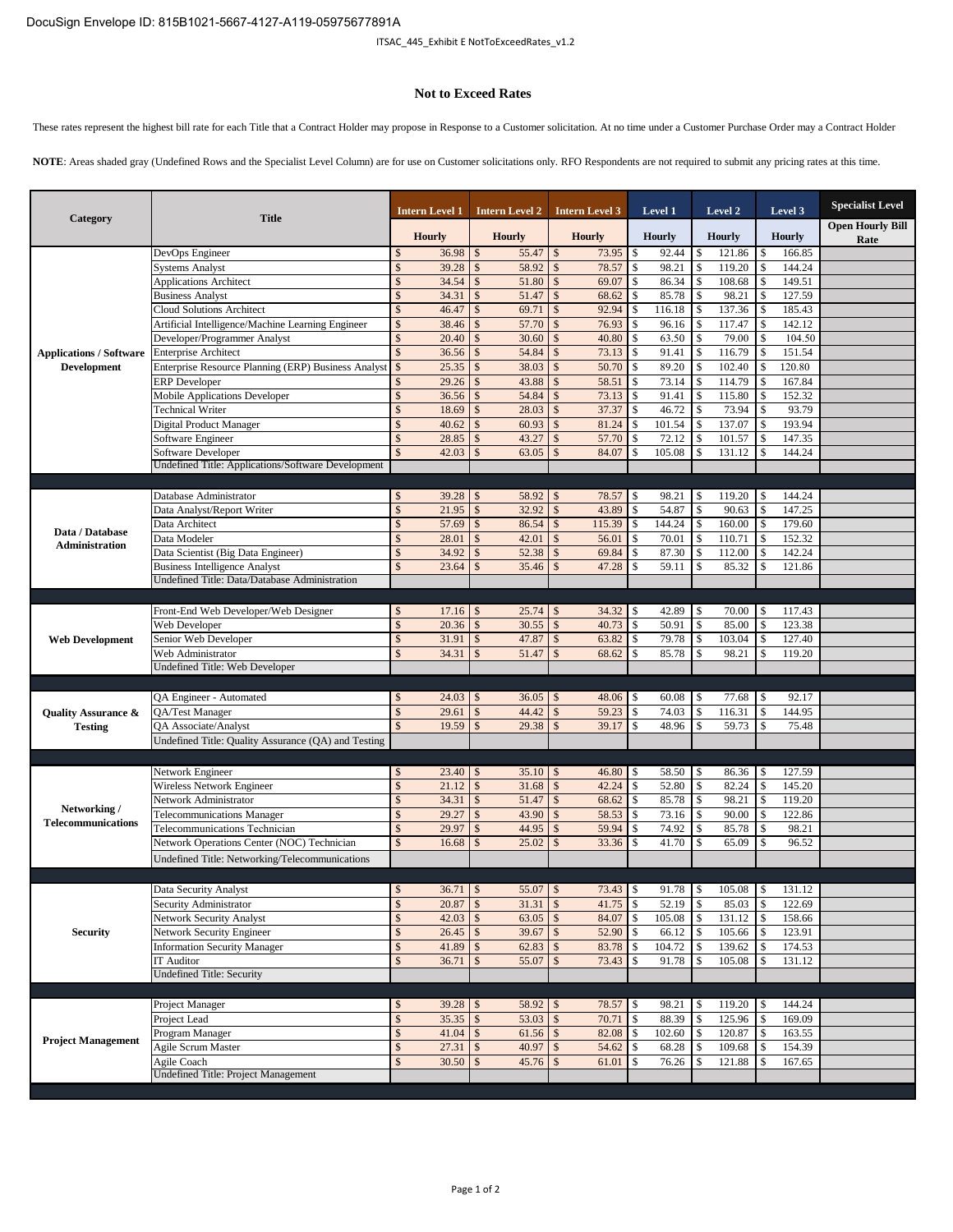DocuSign Envelope ID: 815B1021-5667-4127-A119-05975677891A

ITSAC_445_Exhibit E NotToExceedRates_v1.2

## Not to Exceed Rates

These rates represent the highest bill rate for each Title that a Contract Holder may propose in Response to a Customer solicitation. At no time under a Customer Purchase Order may a Contract Holder

**NOTE**: Areas shaded gray (Undefined Rows and the Specialist Level Column) are for use on Customer solicitations only. RFO Respondents are not required to submit any pricing rates at this time.

| Category | Title | Intern Level 1 | Intern Level 2 | Intern Level 3 | Level 1 | Level 2 | Level 3 | Specialist Level |
|---|---|---|---|---|---|---|---|---|
| | | Hourly | Hourly | Hourly | Hourly | Hourly | Hourly | Open Hourly Bill Rate |
| Applications / Software Development | DevOps Engineer | $ 36.98 | $ 55.47 | $ 73.95 | $ 92.44 | $ 121.86 | $ 166.85 | |
| | Systems Analyst | $ 39.28 | $ 58.92 | $ 78.57 | $ 98.21 | $ 119.20 | $ 144.24 | |
| | Applications Architect | $ 34.54 | $ 51.80 | $ 69.07 | $ 86.34 | $ 108.68 | $ 149.51 | |
| | Business Analyst | $ 34.31 | $ 51.47 | $ 68.62 | $ 85.78 | $ 98.21 | $ 127.59 | |
| | Cloud Solutions Architect | $ 46.47 | $ 69.71 | $ 92.94 | $ 116.18 | $ 137.36 | $ 185.43 | |
| | Artificial Intelligence/Machine Learning Engineer | $ 38.46 | $ 57.70 | $ 76.93 | $ 96.16 | $ 117.47 | $ 142.12 | |
| | Developer/Programmer Analyst | $ 20.40 | $ 30.60 | $ 40.80 | $ 63.50 | $ 79.00 | $ 104.50 | |
| | Enterprise Architect | $ 36.56 | $ 54.84 | $ 73.13 | $ 91.41 | $ 116.79 | $ 151.54 | |
| | Enterprise Resource Planning (ERP) Business Analyst | $ 25.35 | $ 38.03 | $ 50.70 | $ 89.20 | $ 102.40 | $ 120.80 | |
| | ERP Developer | $ 29.26 | $ 43.88 | $ 58.51 | $ 73.14 | $ 114.79 | $ 167.84 | |
| | Mobile Applications Developer | $ 36.56 | $ 54.84 | $ 73.13 | $ 91.41 | $ 115.80 | $ 152.32 | |
| | Technical Writer | $ 18.69 | $ 28.03 | $ 37.37 | $ 46.72 | $ 73.94 | $ 93.79 | |
| | Digital Product Manager | $ 40.62 | $ 60.93 | $ 81.24 | $ 101.54 | $ 137.07 | $ 193.94 | |
| | Software Engineer | $ 28.85 | $ 43.27 | $ 57.70 | $ 72.12 | $ 101.57 | $ 147.35 | |
| | Software Developer | $ 42.03 | $ 63.05 | $ 84.07 | $ 105.08 | $ 131.12 | $ 144.24 | |
| | Undefined Title: Applications/Software Development | | | | | | | |
| Data / Database Administration | Database Administrator | $ 39.28 | $ 58.92 | $ 78.57 | $ 98.21 | $ 119.20 | $ 144.24 | |
| | Data Analyst/Report Writer | $ 21.95 | $ 32.92 | $ 43.89 | $ 54.87 | $ 90.63 | $ 147.25 | |
| | Data Architect | $ 57.69 | $ 86.54 | $ 115.39 | $ 144.24 | $ 160.00 | $ 179.60 | |
| | Data Modeler | $ 28.01 | $ 42.01 | $ 56.01 | $ 70.01 | $ 110.71 | $ 152.32 | |
| | Data Scientist (Big Data Engineer) | $ 34.92 | $ 52.38 | $ 69.84 | $ 87.30 | $ 112.00 | $ 142.24 | |
| | Business Intelligence Analyst | $ 23.64 | $ 35.46 | $ 47.28 | $ 59.11 | $ 85.32 | $ 121.86 | |
| | Undefined Title: Data/Database Administration | | | | | | | |
| Web Development | Front-End Web Developer/Web Designer | $ 17.16 | $ 25.74 | $ 34.32 | $ 42.89 | $ 70.00 | $ 117.43 | |
| | Web Developer | $ 20.36 | $ 30.55 | $ 40.73 | $ 50.91 | $ 85.00 | $ 123.38 | |
| | Senior Web Developer | $ 31.91 | $ 47.87 | $ 63.82 | $ 79.78 | $ 103.04 | $ 127.40 | |
| | Web Administrator | $ 34.31 | $ 51.47 | $ 68.62 | $ 85.78 | $ 98.21 | $ 119.20 | |
| | Undefined Title: Web Developer | | | | | | | |
| Quality Assurance & Testing | QA Engineer - Automated | $ 24.03 | $ 36.05 | $ 48.06 | $ 60.08 | $ 77.68 | $ 92.17 | |
| | QA/Test Manager | $ 29.61 | $ 44.42 | $ 59.23 | $ 74.03 | $ 116.31 | $ 144.95 | |
| | QA Associate/Analyst | $ 19.59 | $ 29.38 | $ 39.17 | $ 48.96 | $ 59.73 | $ 75.48 | |
| | Undefined Title: Quality Assurance (QA) and Testing | | | | | | | |
| Networking / Telecommunications | Network Engineer | $ 23.40 | $ 35.10 | $ 46.80 | $ 58.50 | $ 86.36 | $ 127.59 | |
| | Wireless Network Engineer | $ 21.12 | $ 31.68 | $ 42.24 | $ 52.80 | $ 82.24 | $ 145.20 | |
| | Network Administrator | $ 34.31 | $ 51.47 | $ 68.62 | $ 85.78 | $ 98.21 | $ 119.20 | |
| | Telecommunications Manager | $ 29.27 | $ 43.90 | $ 58.53 | $ 73.16 | $ 90.00 | $ 122.86 | |
| | Telecommunications Technician | $ 29.97 | $ 44.95 | $ 59.94 | $ 74.92 | $ 85.78 | $ 98.21 | |
| | Network Operations Center (NOC) Technician | $ 16.68 | $ 25.02 | $ 33.36 | $ 41.70 | $ 65.09 | $ 96.52 | |
| | Undefined Title: Networking/Telecommunications | | | | | | | |
| Security | Data Security Analyst | $ 36.71 | $ 55.07 | $ 73.43 | $ 91.78 | $ 105.08 | $ 131.12 | |
| | Security Administrator | $ 20.87 | $ 31.31 | $ 41.75 | $ 52.19 | $ 85.03 | $ 122.69 | |
| | Network Security Analyst | $ 42.03 | $ 63.05 | $ 84.07 | $ 105.08 | $ 131.12 | $ 158.66 | |
| | Network Security Engineer | $ 26.45 | $ 39.67 | $ 52.90 | $ 66.12 | $ 105.66 | $ 123.91 | |
| | Information Security Manager | $ 41.89 | $ 62.83 | $ 83.78 | $ 104.72 | $ 139.62 | $ 174.53 | |
| | IT Auditor | $ 36.71 | $ 55.07 | $ 73.43 | $ 91.78 | $ 105.08 | $ 131.12 | |
| | Undefined Title: Security | | | | | | | |
| Project Management | Project Manager | $ 39.28 | $ 58.92 | $ 78.57 | $ 98.21 | $ 119.20 | $ 144.24 | |
| | Project Lead | $ 35.35 | $ 53.03 | $ 70.71 | $ 88.39 | $ 125.96 | $ 169.09 | |
| | Program Manager | $ 41.04 | $ 61.56 | $ 82.08 | $ 102.60 | $ 120.87 | $ 163.55 | |
| | Agile Scrum Master | $ 27.31 | $ 40.97 | $ 54.62 | $ 68.28 | $ 109.68 | $ 154.39 | |
| | Agile Coach | $ 30.50 | $ 45.76 | $ 61.01 | $ 76.26 | $ 121.88 | $ 167.65 | |
| | Undefined Title: Project Management | | | | | | | |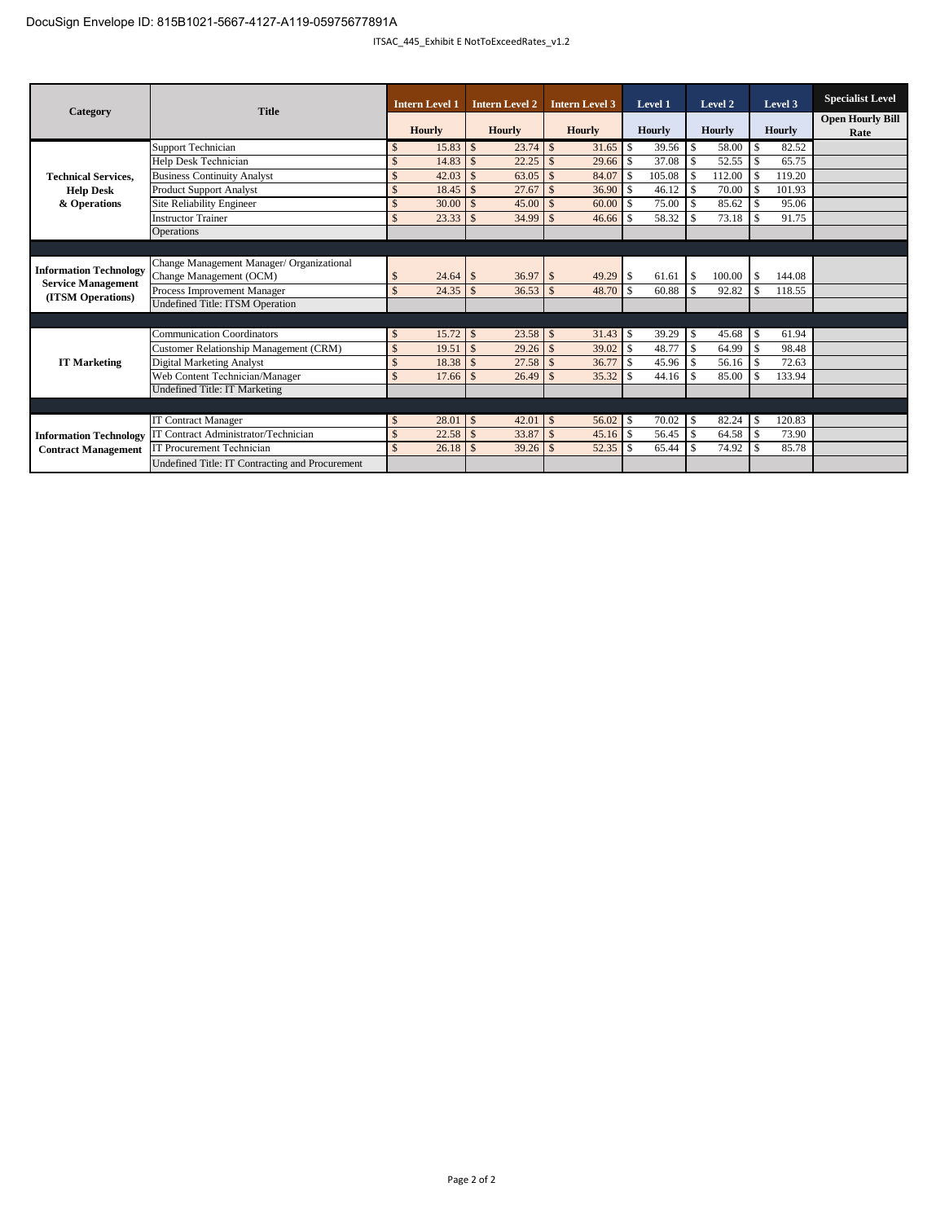DocuSign Envelope ID: 815B1021-5667-4127-A119-05975677891A

ITSAC_445_Exhibit E NotToExceedRates_v1.2

| Category | Title | Intern Level 1 | Intern Level 2 | Intern Level 3 | Level 1 | Level 2 | Level 3 | Specialist Level |
|---|---|---|---|---|---|---|---|---|
| | | Hourly | Hourly | Hourly | Hourly | Hourly | Hourly | Open Hourly Bill Rate |
| **Technical Services, Help Desk & Operations** | Support Technician | $ 15.83 | $ 23.74 | $ 31.65 | $ 39.56 | $ 58.00 | $ 82.52 | |
| | Help Desk Technician | $ 14.83 | $ 22.25 | $ 29.66 | $ 37.08 | $ 52.55 | $ 65.75 | |
| | Business Continuity Analyst | $ 42.03 | $ 63.05 | $ 84.07 | $ 105.08 | $ 112.00 | $ 119.20 | |
| | Product Support Analyst | $ 18.45 | $ 27.67 | $ 36.90 | $ 46.12 | $ 70.00 | $ 101.93 | |
| | Site Reliability Engineer | $ 30.00 | $ 45.00 | $ 60.00 | $ 75.00 | $ 85.62 | $ 95.06 | |
| | Instructor Trainer | $ 23.33 | $ 34.99 | $ 46.66 | $ 58.32 | $ 73.18 | $ 91.75 | |
| | Operations | | | | | | | |
| **Information Technology Service Management (ITSM Operations)** | Change Management Manager/ Organizational Change Management (OCM) | $ 24.64 | $ 36.97 | $ 49.29 | $ 61.61 | $ 100.00 | $ 144.08 | |
| | Process Improvement Manager | $ 24.35 | $ 36.53 | $ 48.70 | $ 60.88 | $ 92.82 | $ 118.55 | |
| | Undefined Title: ITSM Operation | | | | | | | |
| **IT Marketing** | Communication Coordinators | $ 15.72 | $ 23.58 | $ 31.43 | $ 39.29 | $ 45.68 | $ 61.94 | |
| | Customer Relationship Management (CRM) | $ 19.51 | $ 29.26 | $ 39.02 | $ 48.77 | $ 64.99 | $ 98.48 | |
| | Digital Marketing Analyst | $ 18.38 | $ 27.58 | $ 36.77 | $ 45.96 | $ 56.16 | $ 72.63 | |
| | Web Content Technician/Manager | $ 17.66 | $ 26.49 | $ 35.32 | $ 44.16 | $ 85.00 | $ 133.94 | |
| | Undefined Title: IT Marketing | | | | | | | |
| **Information Technology Contract Management** | IT Contract Manager | $ 28.01 | $ 42.01 | $ 56.02 | $ 70.02 | $ 82.24 | $ 120.83 | |
| | IT Contract Administrator/Technician | $ 22.58 | $ 33.87 | $ 45.16 | $ 56.45 | $ 64.58 | $ 73.90 | |
| | IT Procurement Technician | $ 26.18 | $ 39.26 | $ 52.35 | $ 65.44 | $ 74.92 | $ 85.78 | |
| | Undefined Title: IT Contracting and Procurement | | | | | | | |